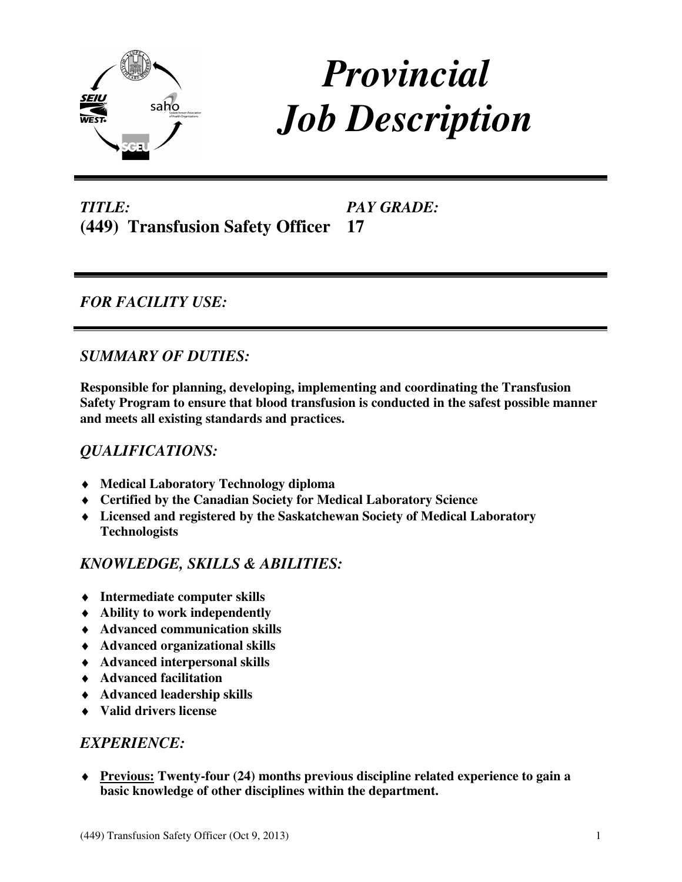# *Provincial Job Description*

***TITLE:*** **(449) Transfusion Safety Officer**

***PAY GRADE:*** **17**

---

## *FOR FACILITY USE:*

---

## *SUMMARY OF DUTIES:*

**Responsible for planning, developing, implementing and coordinating the Transfusion Safety Program to ensure that blood transfusion is conducted in the safest possible manner and meets all existing standards and practices.**

## *QUALIFICATIONS:*

- **Medical Laboratory Technology diploma**
- **Certified by the Canadian Society for Medical Laboratory Science**
- **Licensed and registered by the Saskatchewan Society of Medical Laboratory Technologists**

## *KNOWLEDGE, SKILLS & ABILITIES:*

- **Intermediate computer skills**
- **Ability to work independently**
- **Advanced communication skills**
- **Advanced organizational skills**
- **Advanced interpersonal skills**
- **Advanced facilitation**
- **Advanced leadership skills**
- **Valid drivers license**

## *EXPERIENCE:*

- **Previous: Twenty-four (24) months previous discipline related experience to gain a basic knowledge of other disciplines within the department.**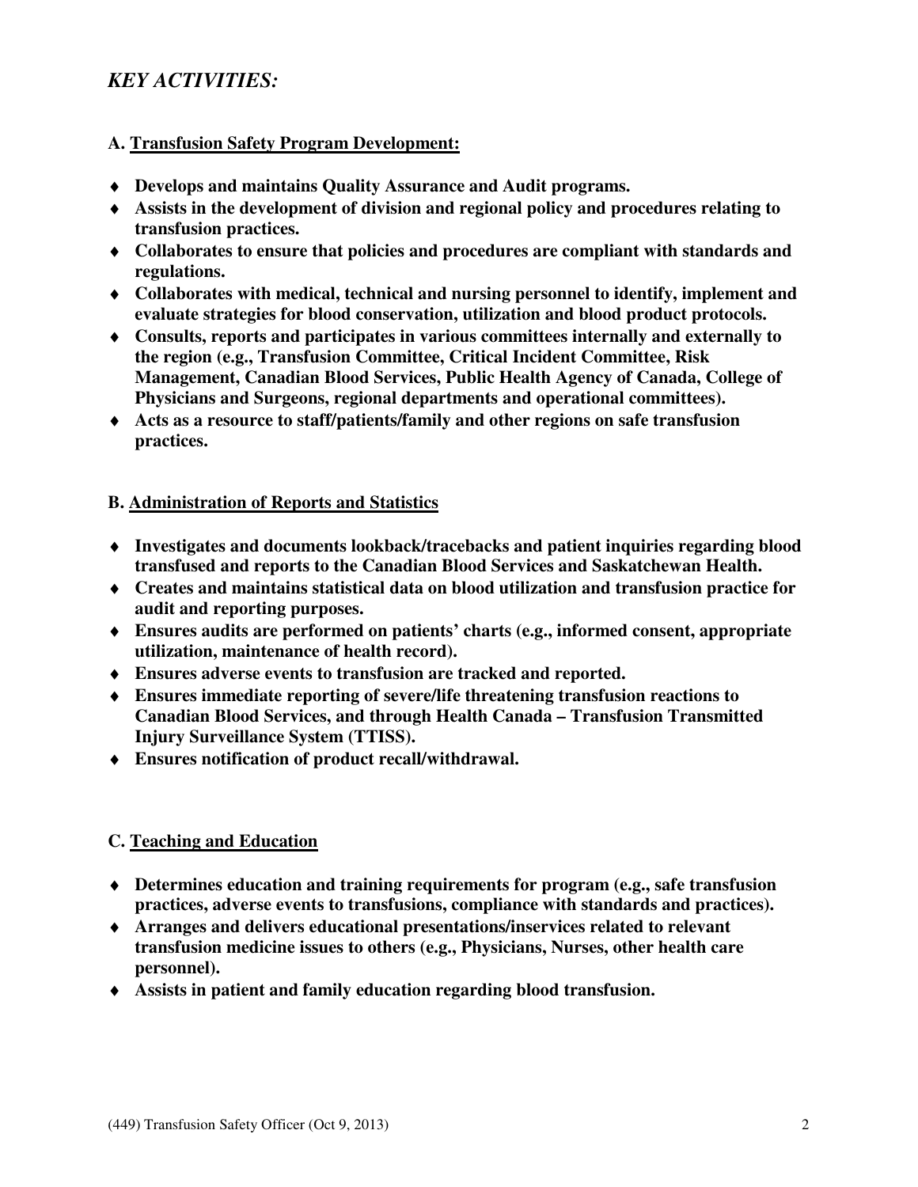## *KEY ACTIVITIES:*

**A. <u>Transfusion Safety Program Development:</u>**

- **Develops and maintains Quality Assurance and Audit programs.**
- **Assists in the development of division and regional policy and procedures relating to transfusion practices.**
- **Collaborates to ensure that policies and procedures are compliant with standards and regulations.**
- **Collaborates with medical, technical and nursing personnel to identify, implement and evaluate strategies for blood conservation, utilization and blood product protocols.**
- **Consults, reports and participates in various committees internally and externally to the region (e.g., Transfusion Committee, Critical Incident Committee, Risk Management, Canadian Blood Services, Public Health Agency of Canada, College of Physicians and Surgeons, regional departments and operational committees).**
- **Acts as a resource to staff/patients/family and other regions on safe transfusion practices.**

**B. <u>Administration of Reports and Statistics</u>**

- **Investigates and documents lookback/tracebacks and patient inquiries regarding blood transfused and reports to the Canadian Blood Services and Saskatchewan Health.**
- **Creates and maintains statistical data on blood utilization and transfusion practice for audit and reporting purposes.**
- **Ensures audits are performed on patients' charts (e.g., informed consent, appropriate utilization, maintenance of health record).**
- **Ensures adverse events to transfusion are tracked and reported.**
- **Ensures immediate reporting of severe/life threatening transfusion reactions to Canadian Blood Services, and through Health Canada – Transfusion Transmitted Injury Surveillance System (TTISS).**
- **Ensures notification of product recall/withdrawal.**

**C. <u>Teaching and Education</u>**

- **Determines education and training requirements for program (e.g., safe transfusion practices, adverse events to transfusions, compliance with standards and practices).**
- **Arranges and delivers educational presentations/inservices related to relevant transfusion medicine issues to others (e.g., Physicians, Nurses, other health care personnel).**
- **Assists in patient and family education regarding blood transfusion.**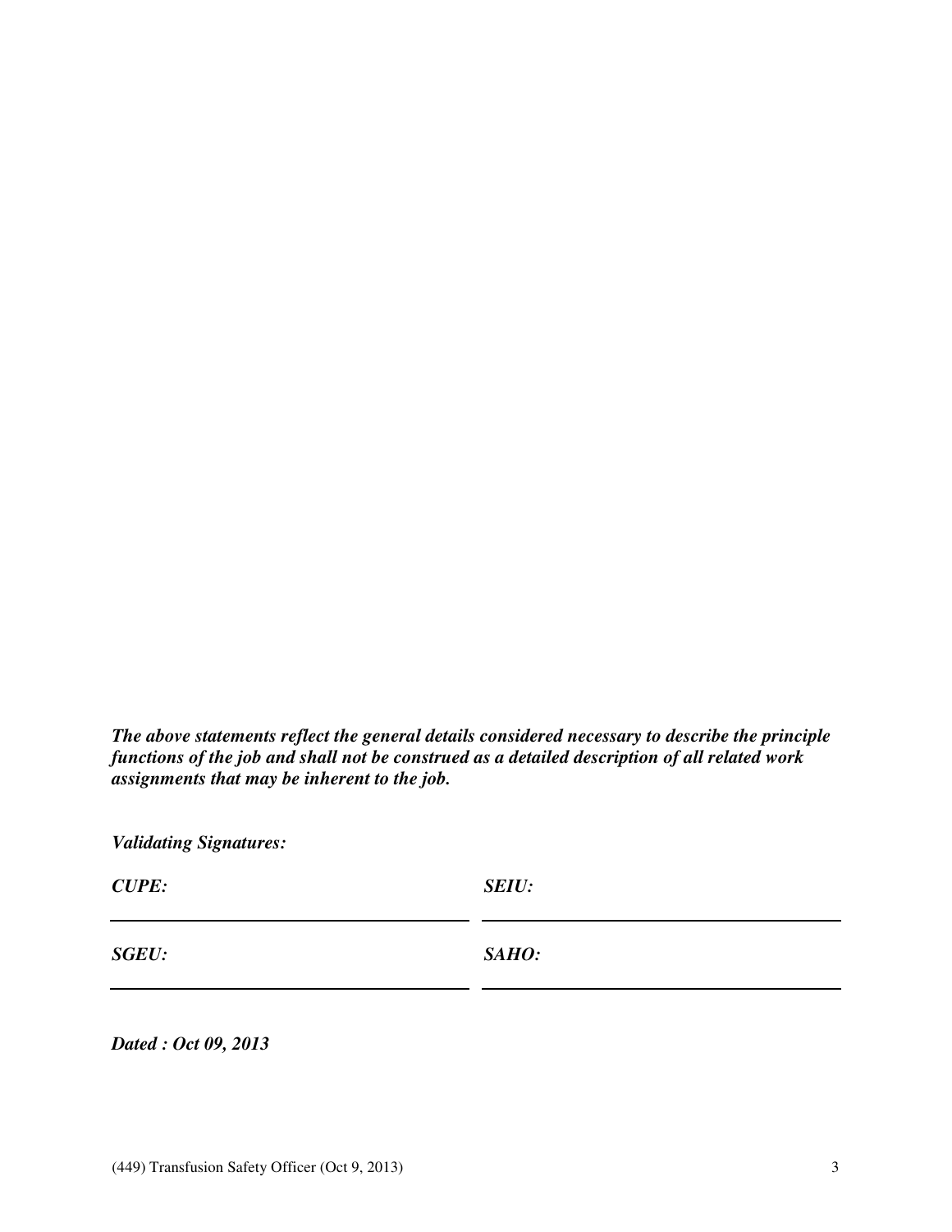***The above statements reflect the general details considered necessary to describe the principle functions of the job and shall not be construed as a detailed description of all related work assignments that may be inherent to the job.***

***Validating Signatures:***

| | |
|---|---|
| ***CUPE:*** | ***SEIU:*** |
| ***SGEU:*** | ***SAHO:*** |

***Dated : Oct 09, 2013***